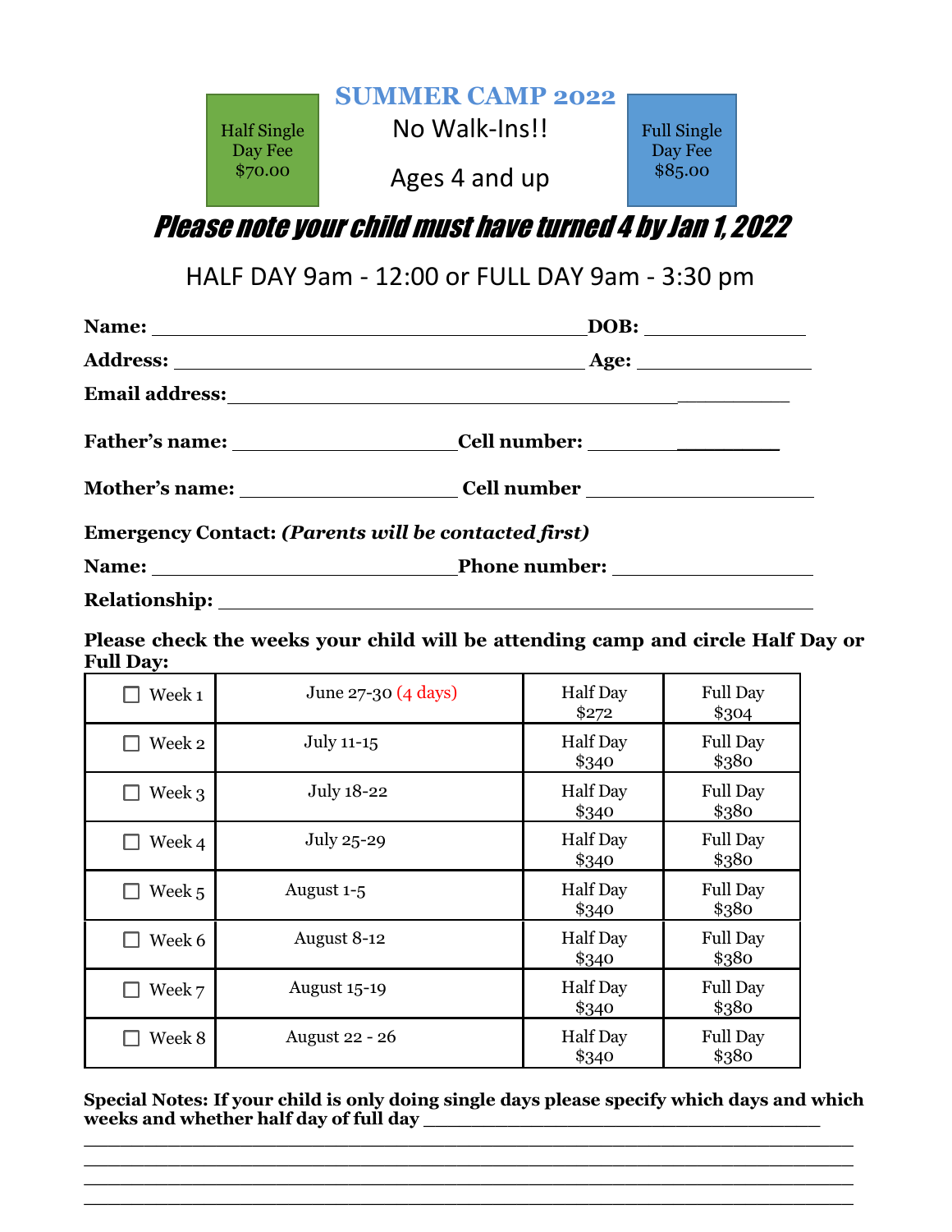Half Single Day Fee $70.00

# SUMMER CAMP 2022

No Walk-Ins!!

Ages 4 and up

Full Single Day Fee $85.00

## *Please note your child must have turned 4 by Jan 1, 2022*

HALF DAY 9am - 12:00 or FULL DAY 9am - 3:30 pm

**Name:** ________________________________________ **DOB:** _______________

**Address:** ______________________________________ **Age:** _______________

**Email address:** __________________________________________________

**Father's name:** ____________________ **Cell number:** __________________

**Mother's name:** ____________________ **Cell number** ____________________

**Emergency Contact:** ***(Parents will be contacted first)***

**Name:** ____________________________ **Phone number:** __________________

**Relationship:** ____________________________________________________

**Please check the weeks your child will be attending camp and circle Half Day or Full Day:**

| Week | Dates | Half Day | Full Day |
|---|---|---|---|
| ☐ Week 1 | June 27-30 (4 days) | Half Day $272 | Full Day $304 |
| ☐ Week 2 | July 11-15 | Half Day $340 | Full Day $380 |
| ☐ Week 3 | July 18-22 | Half Day $340 | Full Day $380 |
| ☐ Week 4 | July 25-29 | Half Day $340 | Full Day $380 |
| ☐ Week 5 | August 1-5 | Half Day $340 | Full Day $380 |
| ☐ Week 6 | August 8-12 | Half Day $340 | Full Day $380 |
| ☐ Week 7 | August 15-19 | Half Day $340 | Full Day $380 |
| ☐ Week 8 | August 22 - 26 | Half Day $340 | Full Day $380 |

**Special Notes: If your child is only doing single days please specify which days and which weeks and whether half day of full day** ________________________________

______________________________________________________________________

______________________________________________________________________

______________________________________________________________________

______________________________________________________________________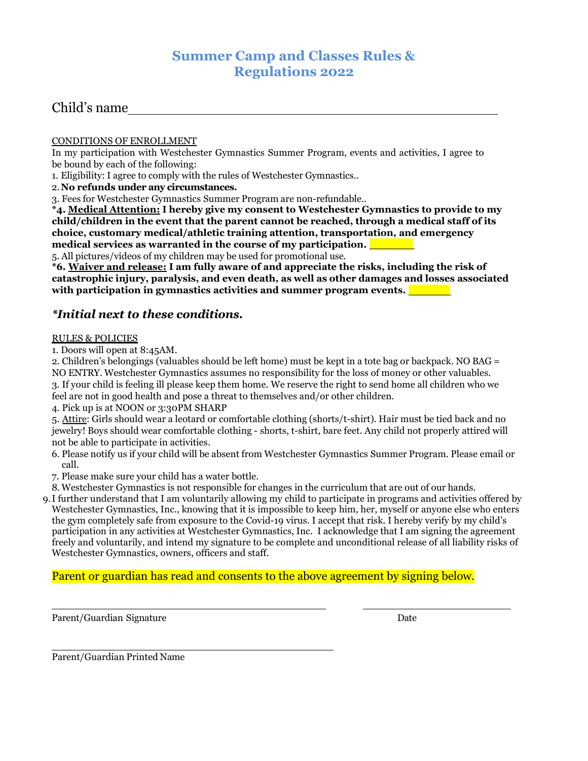# Summer Camp and Classes Rules & Regulations 2022

Child's name_______________________________________________

CONDITIONS OF ENROLLMENT

In my participation with Westchester Gymnastics Summer Program, events and activities, I agree to be bound by each of the following:

1. Eligibility: I agree to comply with the rules of Westchester Gymnastics..
2. **No refunds under any circumstances.**
3. Fees for Westchester Gymnastics Summer Program are non-refundable..

***4. Medical Attention: I hereby give my consent to Westchester Gymnastics to provide to my child/children in the event that the parent cannot be reached, through a medical staff of its choice, customary medical/athletic training attention, transportation, and emergency medical services as warranted in the course of my participation.** ________

5. All pictures/videos of my children may be used for promotional use.

***6. Waiver and release: I am fully aware of and appreciate the risks, including the risk of catastrophic injury, paralysis, and even death, as well as other damages and losses associated with participation in gymnastics activities and summer program events.** ________

### *\*Initial next to these conditions.*

RULES & POLICIES

1. Doors will open at 8:45AM.
2. Children's belongings (valuables should be left home) must be kept in a tote bag or backpack. NO BAG = NO ENTRY. Westchester Gymnastics assumes no responsibility for the loss of money or other valuables.
3. If your child is feeling ill please keep them home. We reserve the right to send home all children who we feel are not in good health and pose a threat to themselves and/or other children.
4. Pick up is at NOON or 3:30PM SHARP
5. Attire: Girls should wear a leotard or comfortable clothing (shorts/t-shirt). Hair must be tied back and no jewelry! Boys should wear comfortable clothing - shorts, t-shirt, bare feet. Any child not properly attired will not be able to participate in activities.
6. Please notify us if your child will be absent from Westchester Gymnastics Summer Program. Please email or call.
7. Please make sure your child has a water bottle.
8. Westchester Gymnastics is not responsible for changes in the curriculum that are out of our hands.
9. I further understand that I am voluntarily allowing my child to participate in programs and activities offered by Westchester Gymnastics, Inc., knowing that it is impossible to keep him, her, myself or anyone else who enters the gym completely safe from exposure to the Covid-19 virus. I accept that risk. I hereby verify by my child's participation in any activities at Westchester Gymnastics, Inc. I acknowledge that I am signing the agreement freely and voluntarily, and intend my signature to be complete and unconditional release of all liability risks of Westchester Gymnastics, owners, officers and staff.

Parent or guardian has read and consents to the above agreement by signing below.

_______________________________________ _______________________

Parent/Guardian Signature Date

_______________________________________

Parent/Guardian Printed Name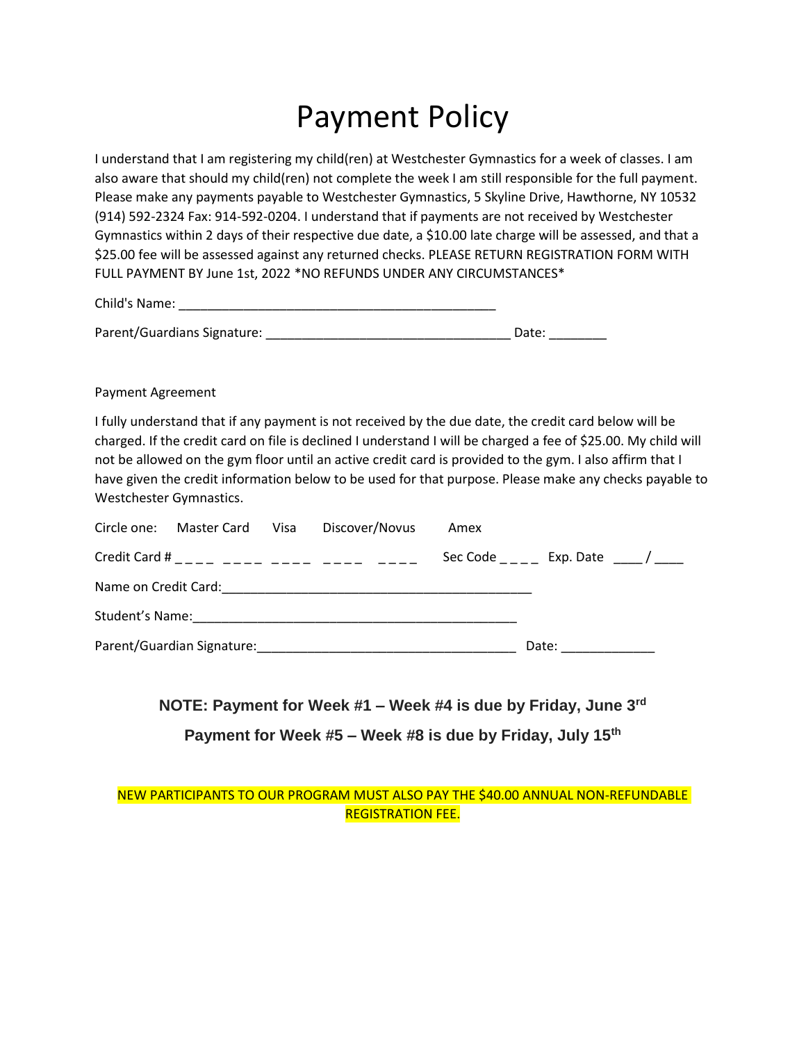# Payment Policy

I understand that I am registering my child(ren) at Westchester Gymnastics for a week of classes. I am also aware that should my child(ren) not complete the week I am still responsible for the full payment. Please make any payments payable to Westchester Gymnastics, 5 Skyline Drive, Hawthorne, NY 10532 (914) 592-2324 Fax: 914-592-0204. I understand that if payments are not received by Westchester Gymnastics within 2 days of their respective due date, a $10.00 late charge will be assessed, and that a $25.00 fee will be assessed against any returned checks. PLEASE RETURN REGISTRATION FORM WITH FULL PAYMENT BY June 1st, 2022 *NO REFUNDS UNDER ANY CIRCUMSTANCES*

Child's Name: _____________________________________________

Parent/Guardians Signature: _________________________________ Date: ________

Payment Agreement

I fully understand that if any payment is not received by the due date, the credit card below will be charged. If the credit card on file is declined I understand I will be charged a fee of $25.00. My child will not be allowed on the gym floor until an active credit card is provided to the gym. I also affirm that I have given the credit information below to be used for that purpose. Please make any checks payable to Westchester Gymnastics.

Circle one: Master Card Visa Discover/Novus Amex

Credit Card # ____ ____ ____ ____ ____ Sec Code ____ Exp. Date ____ / ____

Name on Credit Card:___________________________________________

Student's Name:_____________________________________________

Parent/Guardian Signature:___________________________________ Date: _____________

**NOTE: Payment for Week #1 – Week #4 is due by Friday, June 3rd**

**Payment for Week #5 – Week #8 is due by Friday, July 15th**

NEW PARTICIPANTS TO OUR PROGRAM MUST ALSO PAY THE $40.00 ANNUAL NON-REFUNDABLE REGISTRATION FEE.